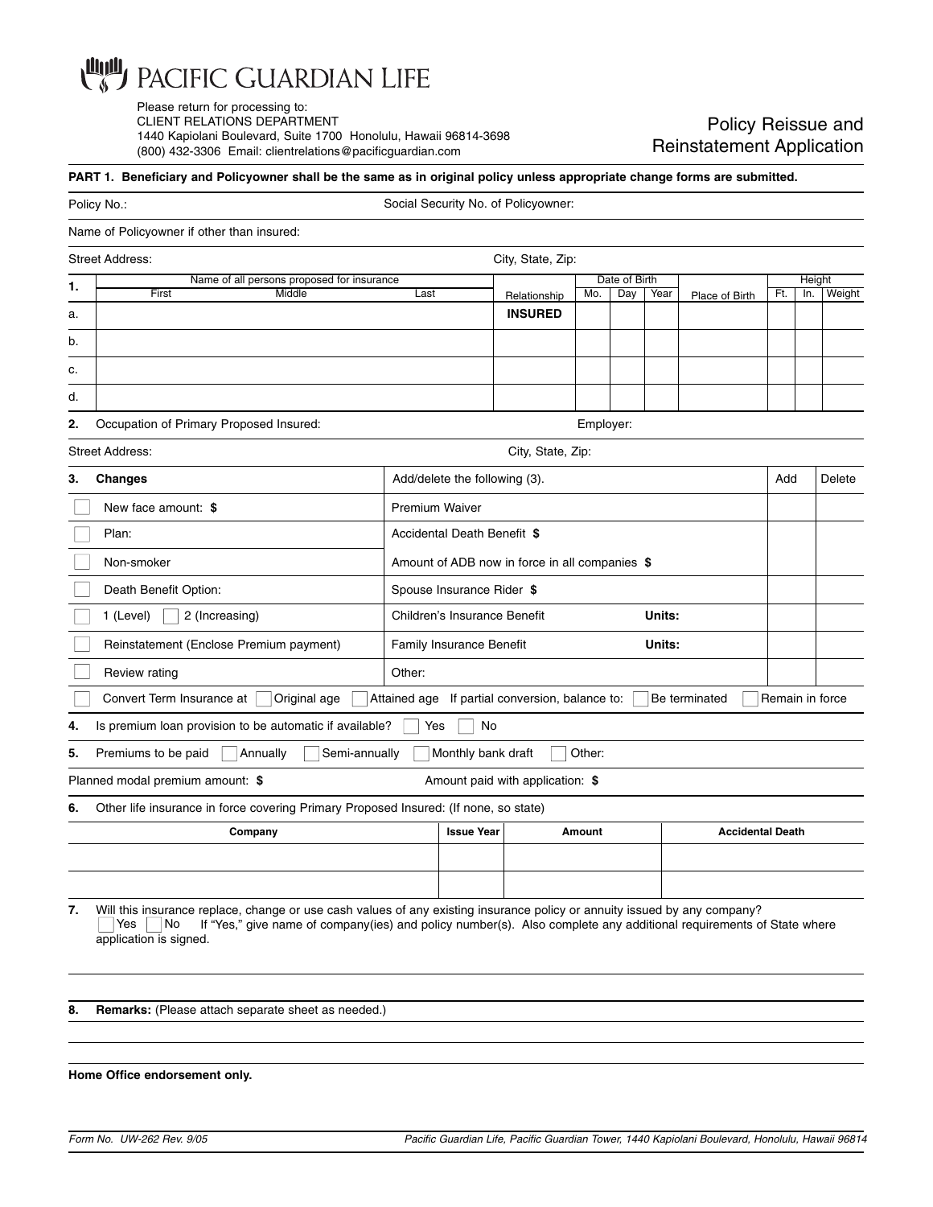# PACIFIC GUARDIAN LIFE

Please return for processing to:
CLIENT RELATIONS DEPARTMENT
1440 Kapiolani Boulevard, Suite 1700 Honolulu, Hawaii 96814-3698
(800) 432-3306 Email: clientrelations@pacificguardian.com

## Policy Reissue and Reinstatement Application

**PART 1. Beneficiary and Policyowner shall be the same as in original policy unless appropriate change forms are submitted.**

Policy No.: Social Security No. of Policyowner:

Name of Policyowner if other than insured:

Street Address: City, State, Zip:

| 1. | Name of all persons proposed for insurance | | | Relationship | Date of Birth | | | Place of Birth | Height | | Weight |
|---|---|---|---|---|---|---|---|---|---|---|---|
| | First | Middle | Last | | Mo. | Day | Year | | Ft. | In. | |
| a. | | | | **INSURED** | | | | | | | |
| b. | | | | | | | | | | | |
| c. | | | | | | | | | | | |
| d. | | | | | | | | | | | |

**2.** Occupation of Primary Proposed Insured: Employer:

Street Address: City, State, Zip:

| **3. Changes** | Add/delete the following (3). | Add | Delete |
|---|---|---|---|
| ☐ New face amount: **$** | Premium Waiver | | |
| ☐ Plan: | Accidental Death Benefit **$** | | |
| ☐ Non-smoker | Amount of ADB now in force in all companies **$** | | |
| ☐ Death Benefit Option: | Spouse Insurance Rider **$** | | |
| ☐ 1 (Level) ☐ 2 (Increasing) | Children's Insurance Benefit **Units:** | | |
| ☐ Reinstatement (Enclose Premium payment) | Family Insurance Benefit **Units:** | | |
| ☐ Review rating | Other: | | |

☐ Convert Term Insurance at ☐ Original age ☐ Attained age If partial conversion, balance to: ☐ Be terminated ☐ Remain in force

**4.** Is premium loan provision to be automatic if available? ☐ Yes ☐ No

**5.** Premiums to be paid ☐ Annually ☐ Semi-annually ☐ Monthly bank draft ☐ Other:

Planned modal premium amount: **$** Amount paid with application: **$**

**6.** Other life insurance in force covering Primary Proposed Insured: (If none, so state)

| Company | Issue Year | Amount | Accidental Death |
|---|---|---|---|
| | | | |
| | | | |

**7.** Will this insurance replace, change or use cash values of any existing insurance policy or annuity issued by any company?
☐ Yes ☐ No If "Yes," give name of company(ies) and policy number(s). Also complete any additional requirements of State where application is signed.

**8. Remarks:** (Please attach separate sheet as needed.)

**Home Office endorsement only.**

*Form No. UW-262 Rev. 9/05* *Pacific Guardian Life, Pacific Guardian Tower, 1440 Kapiolani Boulevard, Honolulu, Hawaii 96814*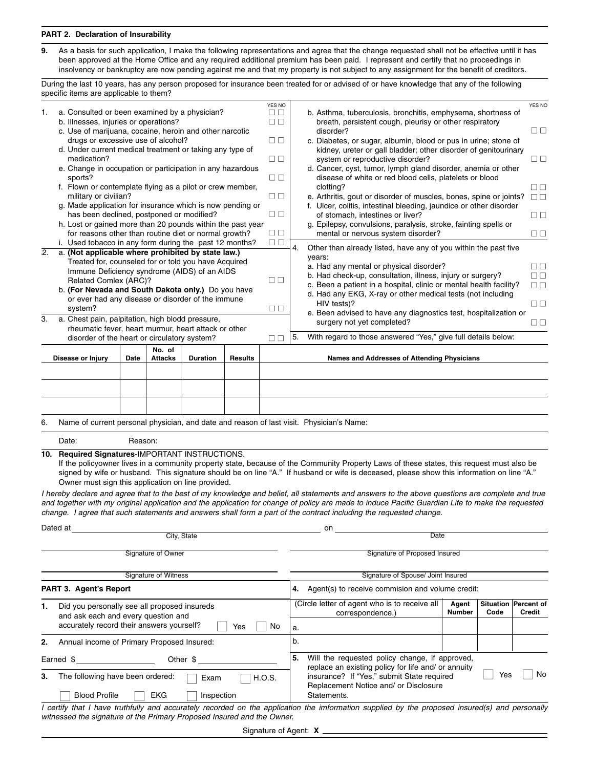**PART 2. Declaration of Insurability**

**9.** As a basis for such application, I make the following representations and agree that the change requested shall not be effective until it has been approved at the Home Office and any required additional premium has been paid. I represent and certify that no proceedings in insolvency or bankruptcy are now pending against me and that my property is not subject to any assignment for the benefit of creditors.

During the last 10 years, has any person proposed for insurance been treated for or advised of or have knowledge that any of the following specific items are applicable to them?

| | | YES | NO |
|---|---|---|---|
| 1. | a. Consulted or been examined by a physician? | ☐ | ☐ |
| | b. Illnesses, injuries or operations? | ☐ | ☐ |
| | c. Use of marijuana, cocaine, heroin and other narcotic drugs or excessive use of alcohol? | ☐ | ☐ |
| | d. Under current medical treatment or taking any type of medication? | ☐ | ☐ |
| | e. Change in occupation or participation in any hazardous sports? | ☐ | ☐ |
| | f. Flown or contemplate flying as a pilot or crew member, military or civilian? | ☐ | ☐ |
| | g. Made application for insurance which is now pending or has been declined, postponed or modified? | ☐ | ☐ |
| | h. Lost or gained more than 20 pounds within the past year for reasons other than routine diet or normal growth? | ☐ | ☐ |
| | i. Used tobacco in any form during the past 12 months? | ☐ | ☐ |
| 2. | a. **(Not applicable where prohibited by state law.)** Treated for, counseled for or told you have Acquired Immune Deficiency syndrome (AIDS) of an AIDS Related Comlex (ARC)? | ☐ | ☐ |
| | b. **(For Nevada and South Dakota only.)** Do you have or ever had any disease or disorder of the immune system? | ☐ | ☐ |
| 3. | a. Chest pain, palpitation, high blodd pressure, rheumatic fever, heart murmur, heart attack or other disorder of the heart or circulatory system? | ☐ | ☐ |
| | b. Asthma, tuberculosis, bronchitis, emphysema, shortness of breath, persistent cough, pleurisy or other respiratory disorder? | ☐ | ☐ |
| | c. Diabetes, or sugar, albumin, blood or pus in urine; stone of kidney, ureter or gall bladder; other disorder of genitourinary system or reproductive disorder? | ☐ | ☐ |
| | d. Cancer, cyst, tumor, lymph gland disorder, anemia or other disease of white or red blood cells, platelets or blood clotting? | ☐ | ☐ |
| | e. Arthritis, gout or disorder of muscles, bones, spine or joints? | ☐ | ☐ |
| | f. Ulcer, colitis, intestinal bleeding, jaundice or other disorder of stomach, intestines or liver? | ☐ | ☐ |
| | g. Epilepsy, convulsions, paralysis, stroke, fainting spells or mental or nervous system disorder? | ☐ | ☐ |
| 4. | Other than already listed, have any of you within the past five years: | | |
| | a. Had any mental or physical disorder? | ☐ | ☐ |
| | b. Had check-up, consultation, illness, injury or surgery? | ☐ | ☐ |
| | c. Been a patient in a hospital, clinic or mental health facility? | ☐ | ☐ |
| | d. Had any EKG, X-ray or other medical tests (not including HIV tests)? | ☐ | ☐ |
| | e. Been advised to have any diagnostics test, hospitalization or surgery not yet completed? | ☐ | ☐ |

5. With regard to those answered "Yes," give full details below:

| Disease or Injury | Date | No. of Attacks | Duration | Results | Names and Addresses of Attending Physicians |
|---|---|---|---|---|---|
| | | | | | |
| | | | | | |
| | | | | | |

6. Name of current personal physician, and date and reason of last visit. Physician's Name:

Date: Reason:

**10. Required Signatures**-IMPORTANT INSTRUCTIONS.
If the policyowner lives in a community property state, because of the Community Property Laws of these states, this request must also be signed by wife or husband. This signature should be on line "A." If husband or wife is deceased, please show this information on line "A." Owner must sign this application on line provided.

*I hereby declare and agree that to the best of my knowledge and belief, all statements and answers to the above questions are complete and true and together with my original application and the application for change of policy are made to induce Pacific Guardian Life to make the requested change. I agree that such statements and answers shall form a part of the contract including the requested change.*

Dated at ______________________ (City, State) on ______________________ (Date)

______________________ Signature of Owner

______________________ Signature of Proposed Insured

______________________ Signature of Witness

______________________ Signature of Spouse/ Joint Insured

**PART 3. Agent's Report**

**1.** Did you personally see all proposed insureds and ask each and every question and accurately record their answers yourself? ☐ Yes ☐ No

**2.** Annual income of Primary Proposed Insured:

Earned $ __________ Other $ __________

**3.** The following have been ordered: ☐ Exam ☐ H.O.S. ☐ Blood Profile ☐ EKG ☐ Inspection

**4.** Agent(s) to receive commision and volume credit:

| (Circle letter of agent who is to receive all correspondence.) | Agent Number | Situation Code | Percent of Credit |
|---|---|---|---|
| a. | | | |
| b. | | | |

**5.** Will the requested policy change, if approved, replace an existing policy for life and/ or annuity insurance? If "Yes," submit State required Replacement Notice and/ or Disclosure Statements. ☐ Yes ☐ No

*I certify that I have truthfully and accurately recorded on the application the imformation supplied by the proposed insured(s) and personally witnessed the signature of the Primary Proposed Insured and the Owner.*

Signature of Agent: **X** ______________________